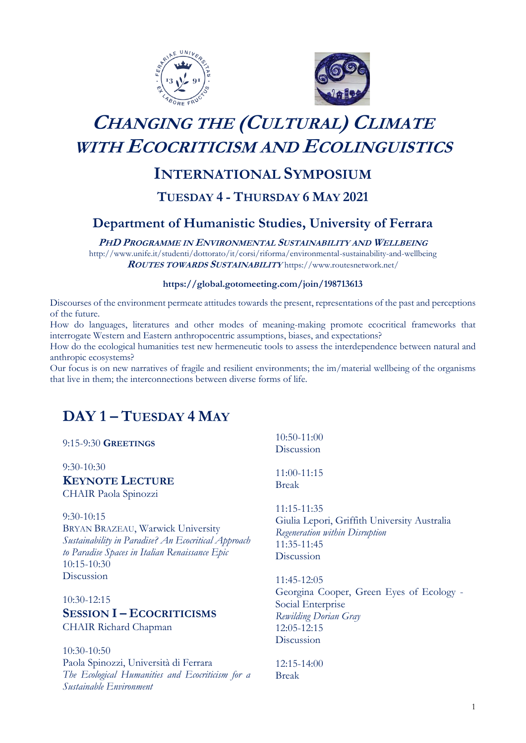# CHANGING THE (CULTURAL) CLIMATE WITH ECOCRITICISM AND ECOLINGUISTICS

## INTERNATIONAL SYMPOSIUM

### TUESDAY 4 - THURSDAY 6 MAY 2021

### Department of Humanistic Studies, University of Ferrara

***PHD PROGRAMME IN ENVIRONMENTAL SUSTAINABILITY AND WELLBEING***
http://www.unife.it/studenti/dottorato/it/corsi/riforma/environmental-sustainability-and-wellbeing
***ROUTES TOWARDS SUSTAINABILITY*** https://www.routesnetwork.net/

**https://global.gotomeeting.com/join/198713613**

Discourses of the environment permeate attitudes towards the present, representations of the past and perceptions of the future.
How do languages, literatures and other modes of meaning-making promote ecocritical frameworks that interrogate Western and Eastern anthropocentric assumptions, biases, and expectations?
How do the ecological humanities test new hermeneutic tools to assess the interdependence between natural and anthropic ecosystems?
Our focus is on new narratives of fragile and resilient environments; the im/material wellbeing of the organisms that live in them; the interconnections between diverse forms of life.

## DAY 1 – TUESDAY 4 MAY

9:15-9:30 **GREETINGS**

9:30-10:30
**KEYNOTE LECTURE**
CHAIR Paola Spinozzi

9:30-10:15
BRYAN BRAZEAU, Warwick University
*Sustainability in Paradise? An Ecocritical Approach to Paradise Spaces in Italian Renaissance Epic*
10:15-10:30
Discussion

10:30-12:15
**SESSION I – ECOCRITICISMS**
CHAIR Richard Chapman

10:30-10:50
Paola Spinozzi, Università di Ferrara
*The Ecological Humanities and Ecocriticism for a Sustainable Environment*

10:50-11:00
Discussion

11:00-11:15
Break

11:15-11:35
Giulia Lepori, Griffith University Australia
*Regeneration within Disruption*
11:35-11:45
Discussion

11:45-12:05
Georgina Cooper, Green Eyes of Ecology - Social Enterprise
*Rewilding Dorian Gray*
12:05-12:15
Discussion

12:15-14:00
Break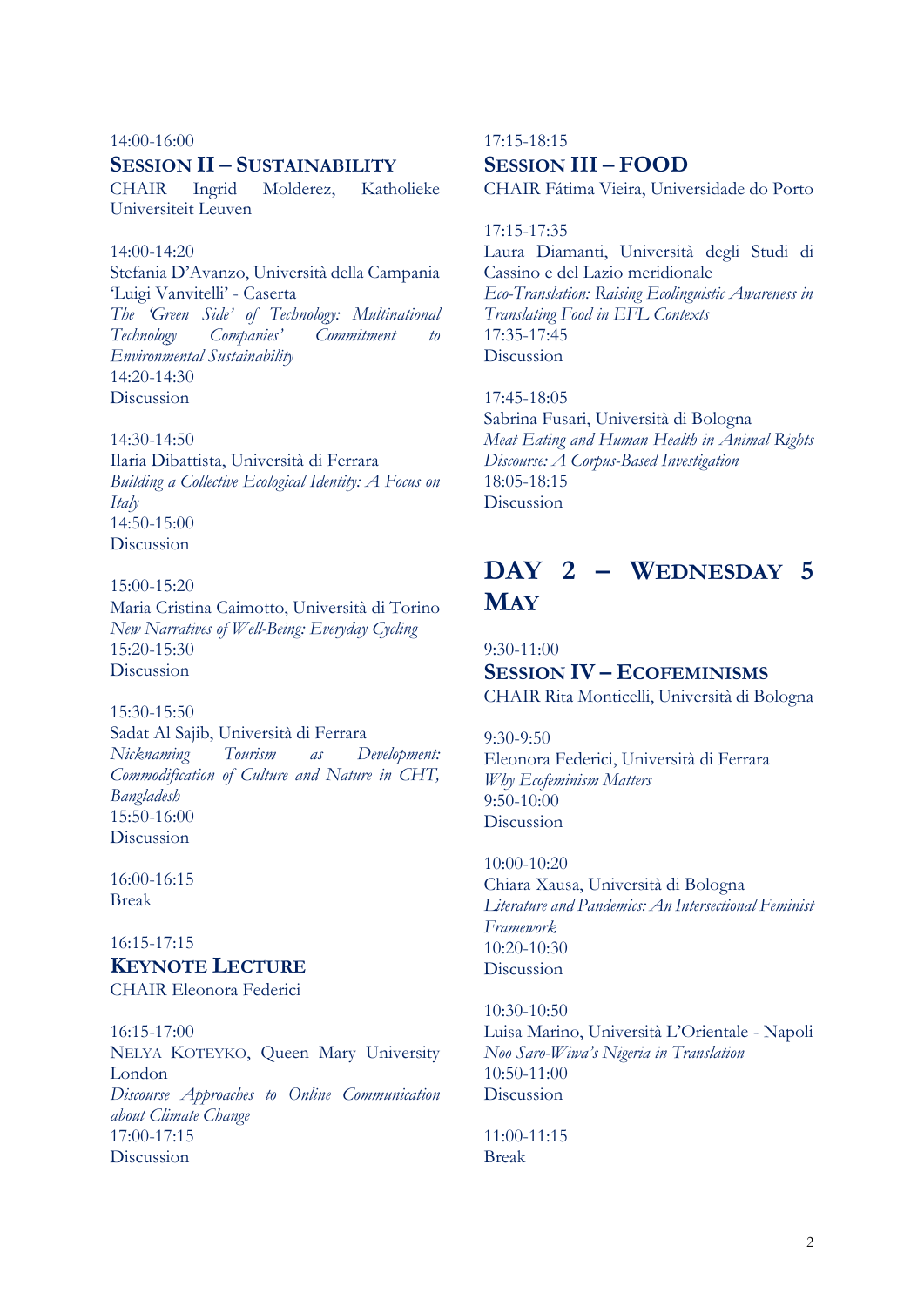14:00-16:00

## Session II – Sustainability

CHAIR Ingrid Molderez, Katholieke Universiteit Leuven

14:00-14:20
Stefania D'Avanzo, Università della Campania 'Luigi Vanvitelli' - Caserta
*The 'Green Side' of Technology: Multinational Technology Companies' Commitment to Environmental Sustainability*
14:20-14:30
Discussion

14:30-14:50
Ilaria Dibattista, Università di Ferrara
*Building a Collective Ecological Identity: A Focus on Italy*
14:50-15:00
Discussion

15:00-15:20
Maria Cristina Caimotto, Università di Torino
*New Narratives of Well-Being: Everyday Cycling*
15:20-15:30
Discussion

15:30-15:50
Sadat Al Sajib, Università di Ferrara
*Nicknaming Tourism as Development: Commodification of Culture and Nature in CHT, Bangladesh*
15:50-16:00
Discussion

16:00-16:15
Break

16:15-17:15

## Keynote Lecture

CHAIR Eleonora Federici

16:15-17:00
Nelya Koteyko, Queen Mary University London
*Discourse Approaches to Online Communication about Climate Change*
17:00-17:15
Discussion

17:15-18:15

## Session III – Food

CHAIR Fátima Vieira, Universidade do Porto

17:15-17:35
Laura Diamanti, Università degli Studi di Cassino e del Lazio meridionale
*Eco-Translation: Raising Ecolinguistic Awareness in Translating Food in EFL Contexts*
17:35-17:45
Discussion

17:45-18:05
Sabrina Fusari, Università di Bologna
*Meat Eating and Human Health in Animal Rights Discourse: A Corpus-Based Investigation*
18:05-18:15
Discussion

# Day 2 – Wednesday 5 May

9:30-11:00

## Session IV – Ecofeminisms

CHAIR Rita Monticelli, Università di Bologna

9:30-9:50
Eleonora Federici, Università di Ferrara
*Why Ecofeminism Matters*
9:50-10:00
Discussion

10:00-10:20
Chiara Xausa, Università di Bologna
*Literature and Pandemics: An Intersectional Feminist Framework*
10:20-10:30
Discussion

10:30-10:50
Luisa Marino, Università L'Orientale - Napoli
*Noo Saro-Wiwa's Nigeria in Translation*
10:50-11:00
Discussion

11:00-11:15
Break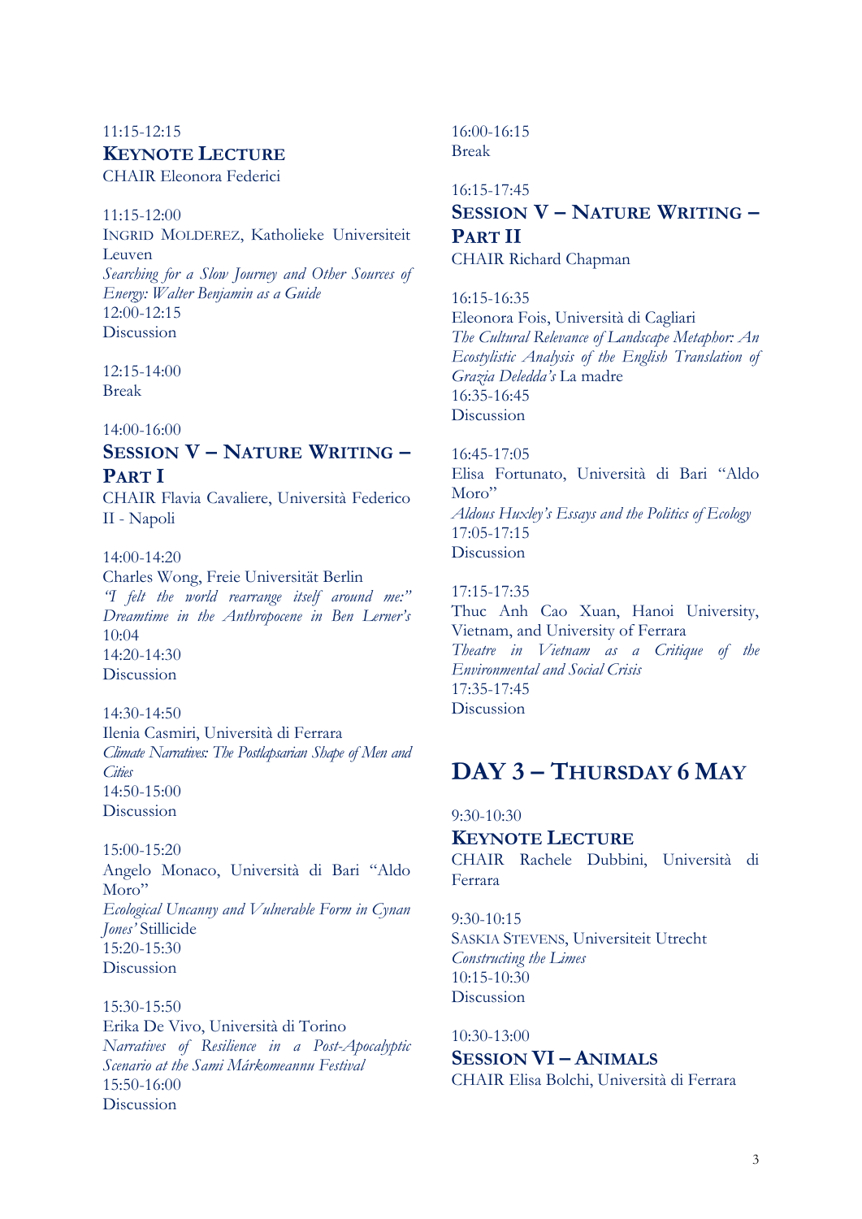11:15-12:15

### Keynote Lecture

CHAIR Eleonora Federici

11:15-12:00
INGRID MOLDEREZ, Katholieke Universiteit Leuven
*Searching for a Slow Journey and Other Sources of Energy: Walter Benjamin as a Guide*
12:00-12:15
Discussion

12:15-14:00
Break

14:00-16:00

### Session V – Nature Writing – Part I

CHAIR Flavia Cavaliere, Università Federico II - Napoli

14:00-14:20
Charles Wong, Freie Universität Berlin
*"I felt the world rearrange itself around me:" Dreamtime in the Anthropocene in Ben Lerner's* 10:04
14:20-14:30
Discussion

14:30-14:50
Ilenia Casmiri, Università di Ferrara
*Climate Narratives: The Postlapsarian Shape of Men and Cities*
14:50-15:00
Discussion

15:00-15:20
Angelo Monaco, Università di Bari "Aldo Moro"
*Ecological Uncanny and Vulnerable Form in Cynan Jones'* Stillicide
15:20-15:30
Discussion

15:30-15:50
Erika De Vivo, Università di Torino
*Narratives of Resilience in a Post-Apocalyptic Scenario at the Sami Márkomeannu Festival*
15:50-16:00
Discussion

16:00-16:15
Break

16:15-17:45

### Session V – Nature Writing – Part II

CHAIR Richard Chapman

16:15-16:35
Eleonora Fois, Università di Cagliari
*The Cultural Relevance of Landscape Metaphor: An Ecostylistic Analysis of the English Translation of Grazia Deledda's* La madre
16:35-16:45
Discussion

16:45-17:05
Elisa Fortunato, Università di Bari "Aldo Moro"
*Aldous Huxley's Essays and the Politics of Ecology*
17:05-17:15
Discussion

17:15-17:35
Thuc Anh Cao Xuan, Hanoi University, Vietnam, and University of Ferrara
*Theatre in Vietnam as a Critique of the Environmental and Social Crisis*
17:35-17:45
Discussion

## Day 3 – Thursday 6 May

9:30-10:30

### Keynote Lecture

CHAIR Rachele Dubbini, Università di Ferrara

9:30-10:15
SASKIA STEVENS, Universiteit Utrecht
*Constructing the Limes*
10:15-10:30
Discussion

10:30-13:00

### Session VI – Animals

CHAIR Elisa Bolchi, Università di Ferrara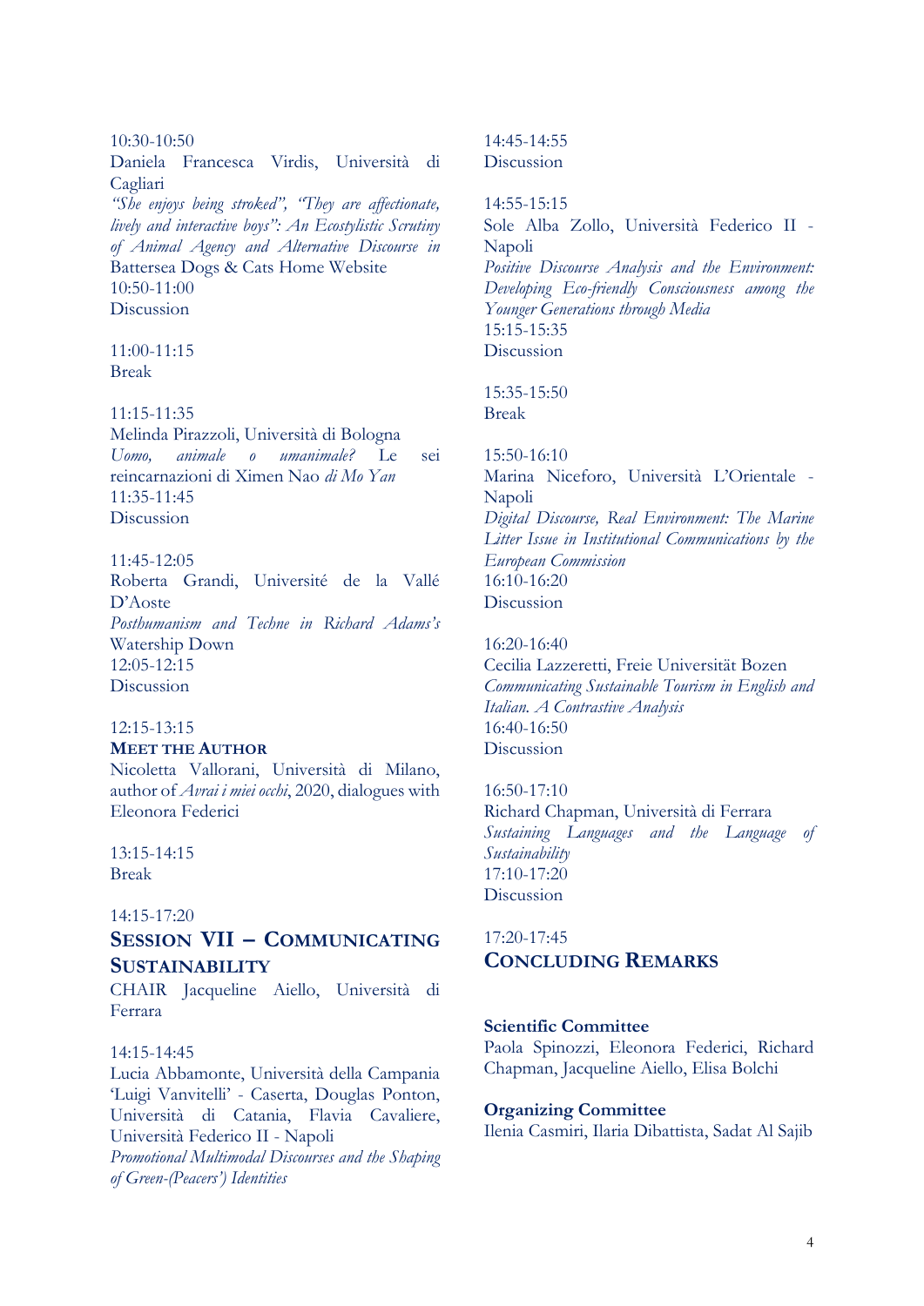10:30-10:50
Daniela Francesca Virdis, Università di Cagliari
*"She enjoys being stroked", "They are affectionate, lively and interactive boys": An Ecostylistic Scrutiny of Animal Agency and Alternative Discourse in* Battersea Dogs & Cats Home Website
10:50-11:00
Discussion

11:00-11:15
Break

11:15-11:35
Melinda Pirazzoli, Università di Bologna
*Uomo, animale o umanimale?* Le sei reincarnazioni di Ximen Nao *di Mo Yan*
11:35-11:45
Discussion

11:45-12:05
Roberta Grandi, Université de la Vallé D'Aoste
*Posthumanism and Techne in Richard Adams's* Watership Down
12:05-12:15
Discussion

12:15-13:15
**MEET THE AUTHOR**
Nicoletta Vallorani, Università di Milano, author of *Avrai i miei occhi*, 2020, dialogues with Eleonora Federici

13:15-14:15
Break

14:15-17:20
## SESSION VII – COMMUNICATING SUSTAINABILITY

CHAIR Jacqueline Aiello, Università di Ferrara

14:15-14:45
Lucia Abbamonte, Università della Campania 'Luigi Vanvitelli' - Caserta, Douglas Ponton, Università di Catania, Flavia Cavaliere, Università Federico II - Napoli
*Promotional Multimodal Discourses and the Shaping of Green-(Peacers') Identities*

14:45-14:55
Discussion

14:55-15:15
Sole Alba Zollo, Università Federico II - Napoli
*Positive Discourse Analysis and the Environment: Developing Eco-friendly Consciousness among the Younger Generations through Media*
15:15-15:35
Discussion

15:35-15:50
Break

15:50-16:10
Marina Niceforo, Università L'Orientale - Napoli
*Digital Discourse, Real Environment: The Marine Litter Issue in Institutional Communications by the European Commission*
16:10-16:20
Discussion

16:20-16:40
Cecilia Lazzeretti, Freie Universität Bozen
*Communicating Sustainable Tourism in English and Italian. A Contrastive Analysis*
16:40-16:50
Discussion

16:50-17:10
Richard Chapman, Università di Ferrara
*Sustaining Languages and the Language of Sustainability*
17:10-17:20
Discussion

17:20-17:45
## CONCLUDING REMARKS

**Scientific Committee**
Paola Spinozzi, Eleonora Federici, Richard Chapman, Jacqueline Aiello, Elisa Bolchi

**Organizing Committee**
Ilenia Casmiri, Ilaria Dibattista, Sadat Al Sajib